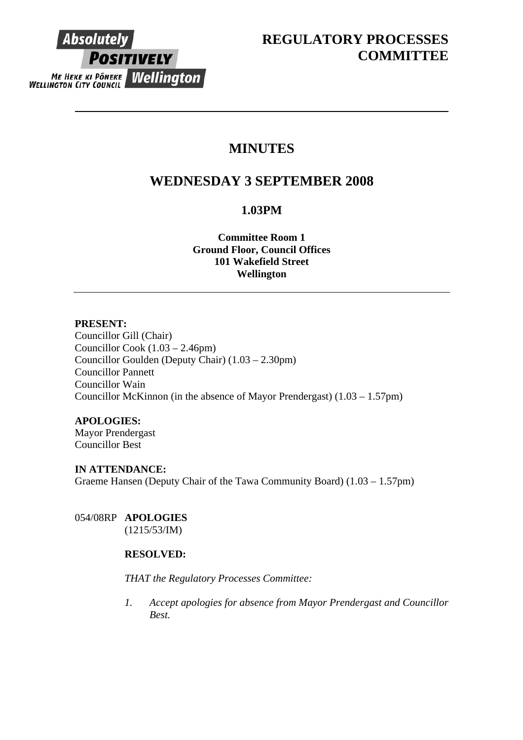Absolutely POSITIVELY
ME HEKE KI PŌNEKE
WELLINGTON CITY COUNCIL Wellington

# REGULATORY PROCESSES COMMITTEE

# MINUTES

## WEDNESDAY 3 SEPTEMBER 2008

### 1.03PM

**Committee Room 1**
**Ground Floor, Council Offices**
**101 Wakefield Street**
**Wellington**

---

**PRESENT:**
Councillor Gill (Chair)
Councillor Cook (1.03 – 2.46pm)
Councillor Goulden (Deputy Chair) (1.03 – 2.30pm)
Councillor Pannett
Councillor Wain
Councillor McKinnon (in the absence of Mayor Prendergast) (1.03 – 1.57pm)

**APOLOGIES:**
Mayor Prendergast
Councillor Best

**IN ATTENDANCE:**
Graeme Hansen (Deputy Chair of the Tawa Community Board) (1.03 – 1.57pm)

054/08RP **APOLOGIES**
(1215/53/IM)

**RESOLVED:**

*THAT the Regulatory Processes Committee:*

1. *Accept apologies for absence from Mayor Prendergast and Councillor Best.*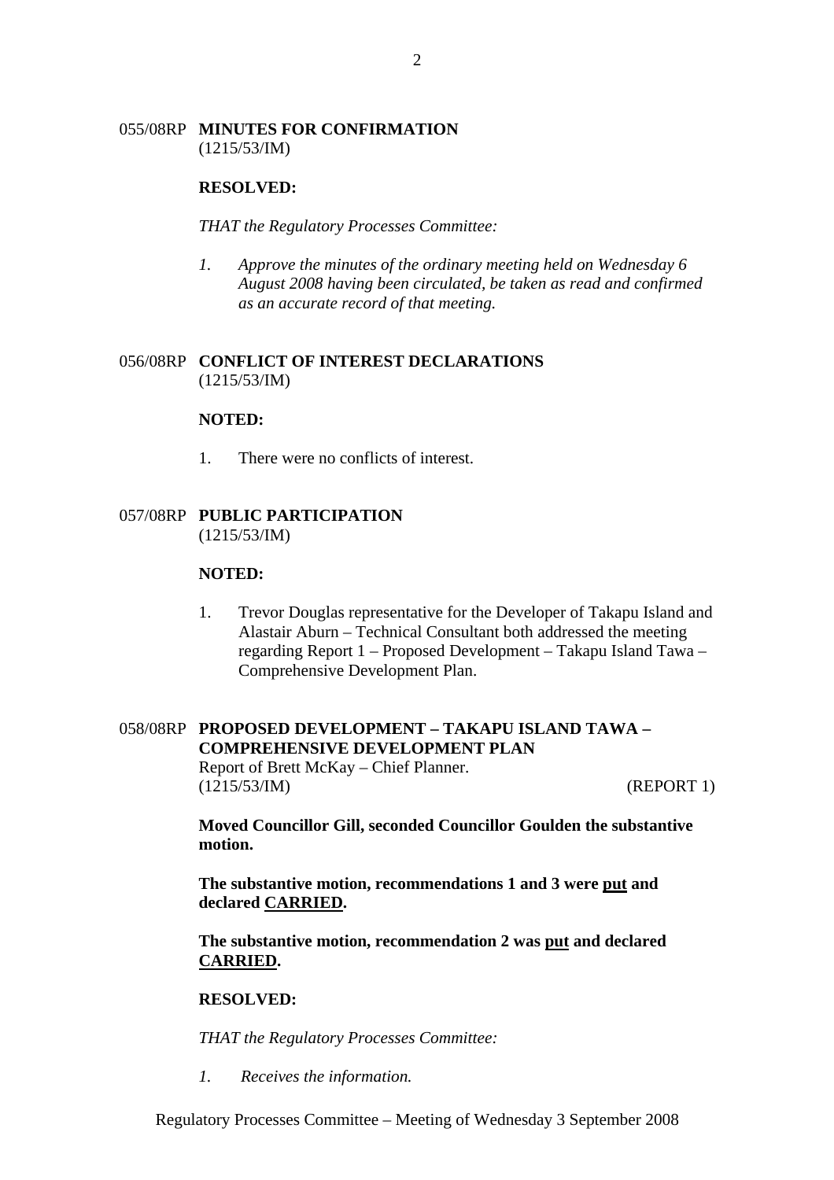055/08RP **MINUTES FOR CONFIRMATION**
(1215/53/IM)

**RESOLVED:**

*THAT the Regulatory Processes Committee:*

1. *Approve the minutes of the ordinary meeting held on Wednesday 6 August 2008 having been circulated, be taken as read and confirmed as an accurate record of that meeting.*

056/08RP **CONFLICT OF INTEREST DECLARATIONS**
(1215/53/IM)

**NOTED:**

1. There were no conflicts of interest.

057/08RP **PUBLIC PARTICIPATION**
(1215/53/IM)

**NOTED:**

1. Trevor Douglas representative for the Developer of Takapu Island and Alastair Aburn – Technical Consultant both addressed the meeting regarding Report 1 – Proposed Development – Takapu Island Tawa – Comprehensive Development Plan.

058/08RP **PROPOSED DEVELOPMENT – TAKAPU ISLAND TAWA – COMPREHENSIVE DEVELOPMENT PLAN**
Report of Brett McKay – Chief Planner.
(1215/53/IM) (REPORT 1)

**Moved Councillor Gill, seconded Councillor Goulden the substantive motion.**

**The substantive motion, recommendations 1 and 3 were put and declared CARRIED.**

**The substantive motion, recommendation 2 was put and declared CARRIED.**

**RESOLVED:**

*THAT the Regulatory Processes Committee:*

1. *Receives the information.*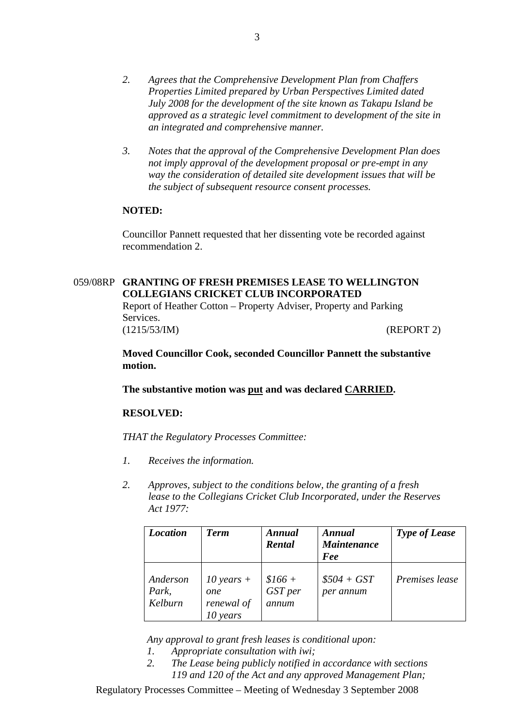2. *Agrees that the Comprehensive Development Plan from Chaffers Properties Limited prepared by Urban Perspectives Limited dated July 2008 for the development of the site known as Takapu Island be approved as a strategic level commitment to development of the site in an integrated and comprehensive manner.*

3. *Notes that the approval of the Comprehensive Development Plan does not imply approval of the development proposal or pre-empt in any way the consideration of detailed site development issues that will be the subject of subsequent resource consent processes.*

**NOTED:**

Councillor Pannett requested that her dissenting vote be recorded against recommendation 2.

059/08RP **GRANTING OF FRESH PREMISES LEASE TO WELLINGTON COLLEGIANS CRICKET CLUB INCORPORATED**

Report of Heather Cotton – Property Adviser, Property and Parking Services.

(1215/53/IM) (REPORT 2)

**Moved Councillor Cook, seconded Councillor Pannett the substantive motion.**

**The substantive motion was put and was declared CARRIED.**

**RESOLVED:**

*THAT the Regulatory Processes Committee:*

1. *Receives the information.*

2. *Approves, subject to the conditions below, the granting of a fresh lease to the Collegians Cricket Club Incorporated, under the Reserves Act 1977:*

| ***Location*** | ***Term*** | ***Annual Rental*** | ***Annual Maintenance Fee*** | ***Type of Lease*** |
|---|---|---|---|---|
| *Anderson Park, Kelburn* | *10 years + one renewal of 10 years* | *$166 + GST per annum* | *$504 + GST per annum* | *Premises lease* |

*Any approval to grant fresh leases is conditional upon:*

1. *Appropriate consultation with iwi;*
2. *The Lease being publicly notified in accordance with sections 119 and 120 of the Act and any approved Management Plan;*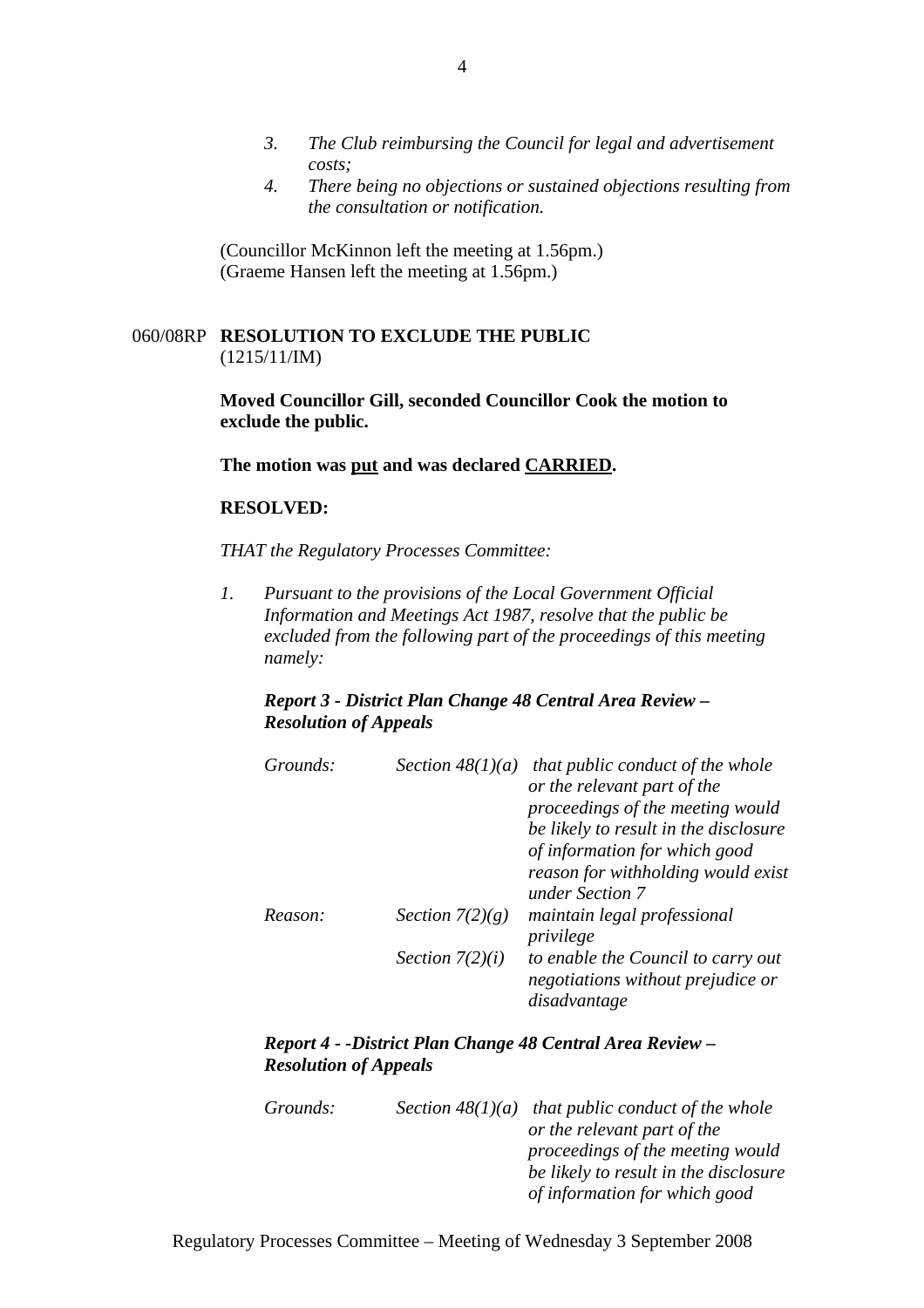3. *The Club reimbursing the Council for legal and advertisement costs;*
4. *There being no objections or sustained objections resulting from the consultation or notification.*

(Councillor McKinnon left the meeting at 1.56pm.)
(Graeme Hansen left the meeting at 1.56pm.)

## 060/08RP RESOLUTION TO EXCLUDE THE PUBLIC

(1215/11/IM)

**Moved Councillor Gill, seconded Councillor Cook the motion to exclude the public.**

**The motion was put and was declared CARRIED.**

**RESOLVED:**

*THAT the Regulatory Processes Committee:*

1. *Pursuant to the provisions of the Local Government Official Information and Meetings Act 1987, resolve that the public be excluded from the following part of the proceedings of this meeting namely:*

***Report 3 - District Plan Change 48 Central Area Review – Resolution of Appeals***

| | | |
|---|---|---|
| *Grounds:* | *Section 48(1)(a)* | *that public conduct of the whole or the relevant part of the proceedings of the meeting would be likely to result in the disclosure of information for which good reason for withholding would exist under Section 7* |
| *Reason:* | *Section 7(2)(g)* | *maintain legal professional privilege* |
| | *Section 7(2)(i)* | *to enable the Council to carry out negotiations without prejudice or disadvantage* |

***Report 4 - -District Plan Change 48 Central Area Review – Resolution of Appeals***

| | | |
|---|---|---|
| *Grounds:* | *Section 48(1)(a)* | *that public conduct of the whole or the relevant part of the proceedings of the meeting would be likely to result in the disclosure of information for which good* |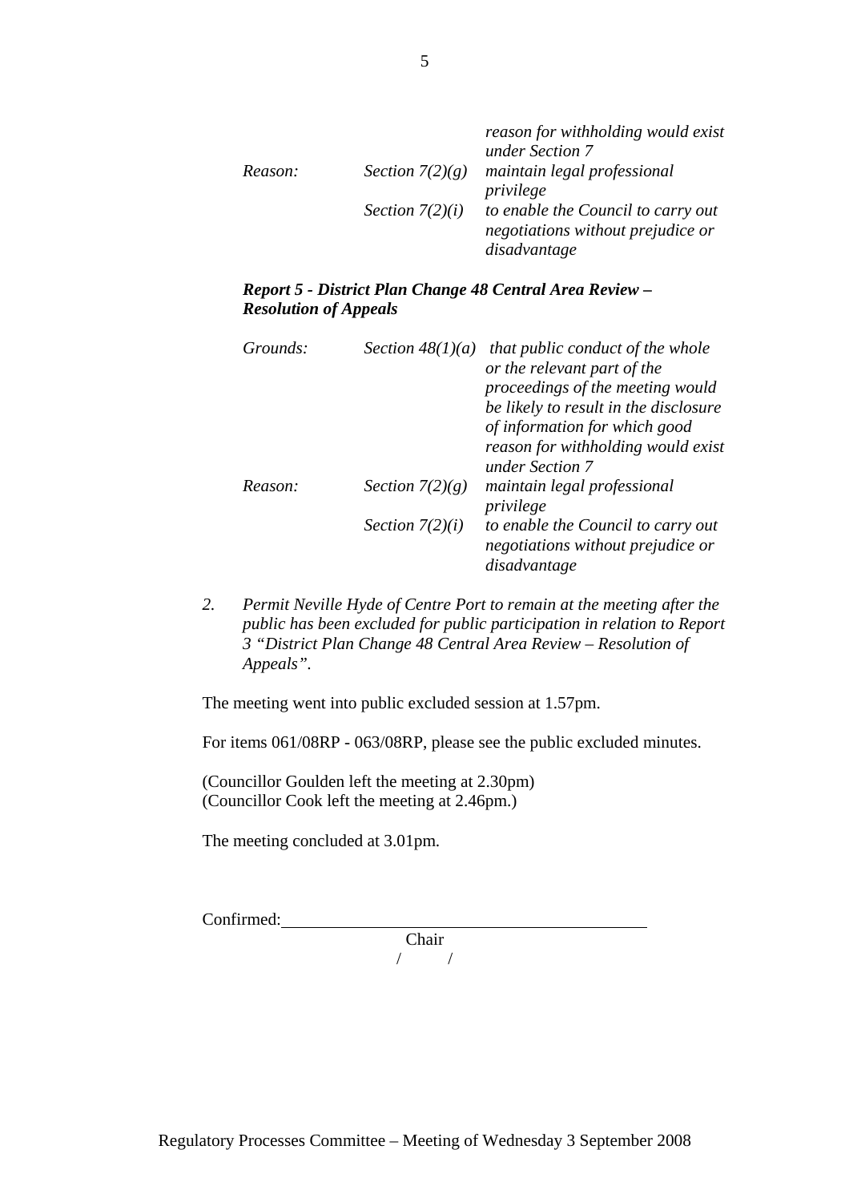| | | |
|---|---|---|
| | | *reason for withholding would exist under Section 7* |
| *Reason:* | *Section 7(2)(g)* | *maintain legal professional privilege* |
| | *Section 7(2)(i)* | *to enable the Council to carry out negotiations without prejudice or disadvantage* |

***Report 5 - District Plan Change 48 Central Area Review – Resolution of Appeals***

| | | |
|---|---|---|
| *Grounds:* | *Section 48(1)(a)* | *that public conduct of the whole or the relevant part of the proceedings of the meeting would be likely to result in the disclosure of information for which good reason for withholding would exist under Section 7* |
| *Reason:* | *Section 7(2)(g)* | *maintain legal professional privilege* |
| | *Section 7(2)(i)* | *to enable the Council to carry out negotiations without prejudice or disadvantage* |

*2. Permit Neville Hyde of Centre Port to remain at the meeting after the public has been excluded for public participation in relation to Report 3 "District Plan Change 48 Central Area Review – Resolution of Appeals".*

The meeting went into public excluded session at 1.57pm.

For items 061/08RP - 063/08RP, please see the public excluded minutes.

(Councillor Goulden left the meeting at 2.30pm)
(Councillor Cook left the meeting at 2.46pm.)

The meeting concluded at 3.01pm.

Confirmed: ___________________________________

Chair

/ /